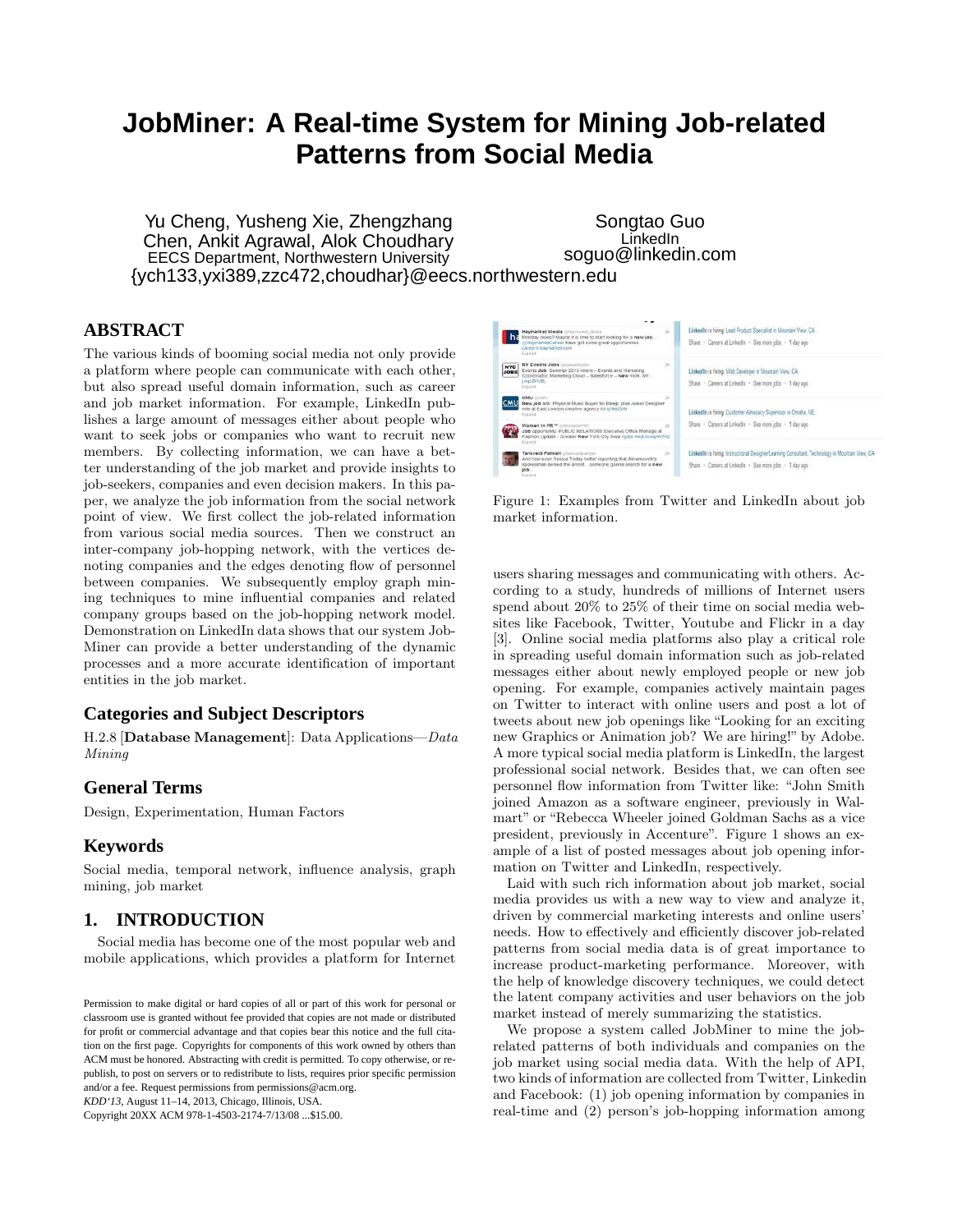# JobMiner: A Real-time System for Mining Job-related Patterns from Social Media

Yu Cheng, Yusheng Xie, Zhengzhang Chen, Ankit Agrawal, Alok Choudhary
EECS Department, Northwestern University
{ych133,yxi389,zzc472,choudhar}@eecs.northwestern.edu

Songtao Guo
LinkedIn
soguo@linkedin.com

## ABSTRACT

The various kinds of booming social media not only provide a platform where people can communicate with each other, but also spread useful domain information, such as career and job market information. For example, LinkedIn publishes a large amount of messages either about people who want to seek jobs or companies who want to recruit new members. By collecting information, we can have a better understanding of the job market and provide insights to job-seekers, companies and even decision makers. In this paper, we analyze the job information from the social network point of view. We first collect the job-related information from various social media sources. Then we construct an inter-company job-hopping network, with the vertices denoting companies and the edges denoting flow of personnel between companies. We subsequently employ graph mining techniques to mine influential companies and related company groups based on the job-hopping network model. Demonstration on LinkedIn data shows that our system JobMiner can provide a better understanding of the dynamic processes and a more accurate identification of important entities in the job market.

## Categories and Subject Descriptors

H.2.8 [**Database Management**]: Data Applications—*Data Mining*

## General Terms

Design, Experimentation, Human Factors

## Keywords

Social media, temporal network, influence analysis, graph mining, job market

## 1. INTRODUCTION

Social media has become one of the most popular web and mobile applications, which provides a platform for Internet users sharing messages and communicating with others. According to a study, hundreds of millions of Internet users spend about 20% to 25% of their time on social media websites like Facebook, Twitter, Youtube and Flickr in a day [3]. Online social media platforms also play a critical role in spreading useful domain information such as job-related messages either about newly employed people or new job opening. For example, companies actively maintain pages on Twitter to interact with online users and post a lot of tweets about new job openings like "Looking for an exciting new Graphics or Animation job? We are hiring!" by Adobe. A more typical social media platform is LinkedIn, the largest professional social network. Besides that, we can often see personnel flow information from Twitter like: "John Smith joined Amazon as a software engineer, previously in Walmart" or "Rebecca Wheeler joined Goldman Sachs as a vice president, previously in Accenture". Figure 1 shows an example of a list of posted messages about job opening information on Twitter and LinkedIn, respectively.

Figure 1: Examples from Twitter and LinkedIn about job market information.

Laid with such rich information about job market, social media provides us with a new way to view and analyze it, driven by commercial marketing interests and online users' needs. How to effectively and efficiently discover job-related patterns from social media data is of great importance to increase product-marketing performance. Moreover, with the help of knowledge discovery techniques, we could detect the latent company activities and user behaviors on the job market instead of merely summarizing the statistics.

We propose a system called JobMiner to mine the job-related patterns of both individuals and companies on the job market using social media data. With the help of API, two kinds of information are collected from Twitter, Linkedin and Facebook: (1) job opening information by companies in real-time and (2) person's job-hopping information among

Permission to make digital or hard copies of all or part of this work for personal or classroom use is granted without fee provided that copies are not made or distributed for profit or commercial advantage and that copies bear this notice and the full citation on the first page. Copyrights for components of this work owned by others than ACM must be honored. Abstracting with credit is permitted. To copy otherwise, or republish, to post on servers or to redistribute to lists, requires prior specific permission and/or a fee. Request permissions from permissions@acm.org.
*KDD'13*, August 11–14, 2013, Chicago, Illinois, USA.
Copyright 20XX ACM 978-1-4503-2174-7/13/08 ...$15.00.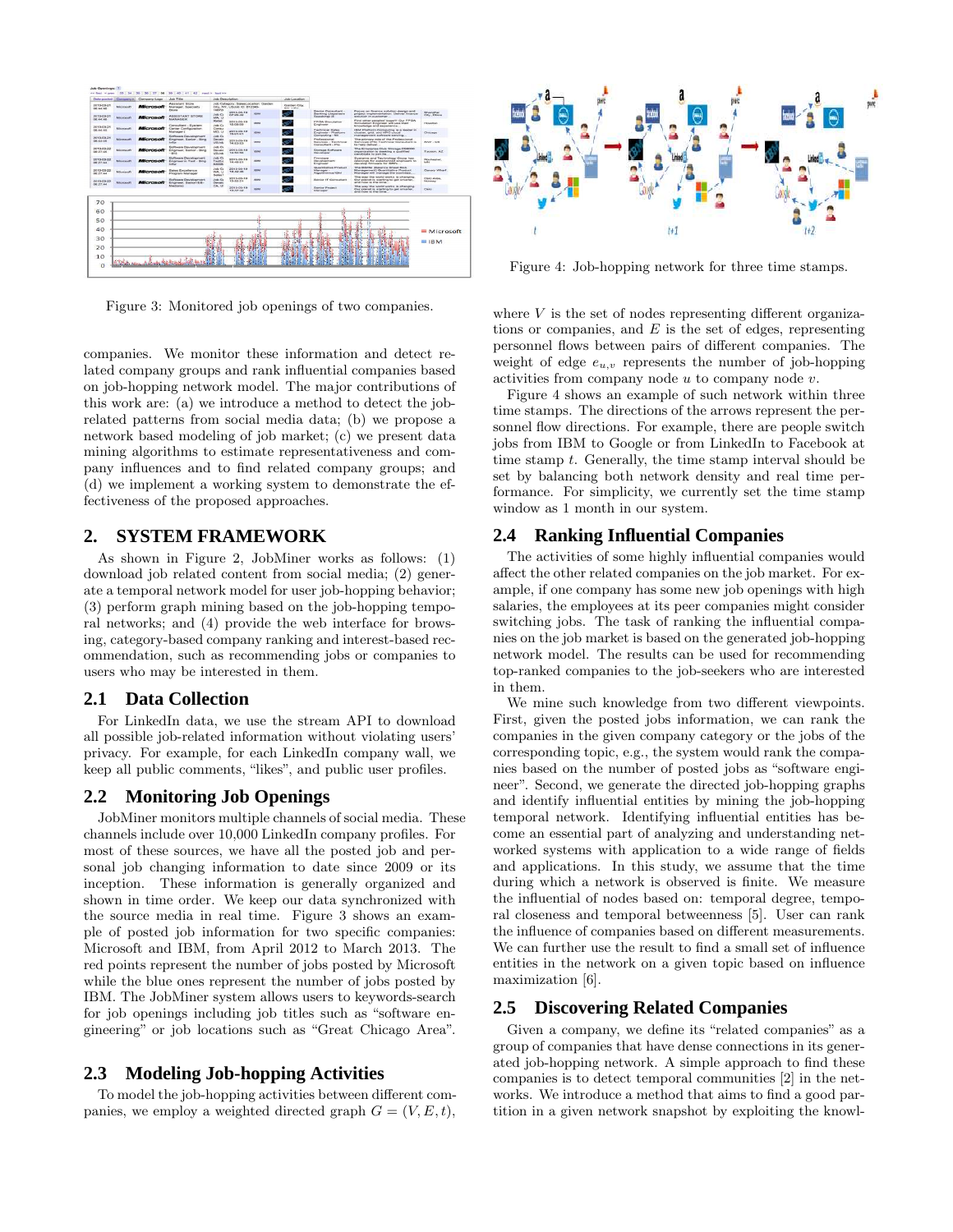Figure 3: Monitored job openings of two companies.

companies. We monitor these information and detect related company groups and rank influential companies based on job-hopping network model. The major contributions of this work are: (a) we introduce a method to detect the job-related patterns from social media data; (b) we propose a network based modeling of job market; (c) we present data mining algorithms to estimate representativeness and company influences and to find related company groups; and (d) we implement a working system to demonstrate the effectiveness of the proposed approaches.

## 2. SYSTEM FRAMEWORK

As shown in Figure 2, JobMiner works as follows: (1) download job related content from social media; (2) generate a temporal network model for user job-hopping behavior; (3) perform graph mining based on the job-hopping temporal networks; and (4) provide the web interface for browsing, category-based company ranking and interest-based recommendation, such as recommending jobs or companies to users who may be interested in them.

### 2.1 Data Collection

For LinkedIn data, we use the stream API to download all possible job-related information without violating users' privacy. For example, for each LinkedIn company wall, we keep all public comments, "likes", and public user profiles.

### 2.2 Monitoring Job Openings

JobMiner monitors multiple channels of social media. These channels include over 10,000 LinkedIn company profiles. For most of these sources, we have all the posted job and personal job changing information to date since 2009 or its inception. These information is generally organized and shown in time order. We keep our data synchronized with the source media in real time. Figure 3 shows an example of posted job information for two specific companies: Microsoft and IBM, from April 2012 to March 2013. The red points represent the number of jobs posted by Microsoft while the blue ones represent the number of jobs posted by IBM. The JobMiner system allows users to keywords-search for job openings including job titles such as "software engineering" or job locations such as "Great Chicago Area".

### 2.3 Modeling Job-hopping Activities

To model the job-hopping activities between different companies, we employ a weighted directed graph $G = (V, E, t)$,

Figure 4: Job-hopping network for three time stamps.

where $V$ is the set of nodes representing different organizations or companies, and $E$ is the set of edges, representing personnel flows between pairs of different companies. The weight of edge $e_{u,v}$ represents the number of job-hopping activities from company node $u$ to company node $v$.

Figure 4 shows an example of such network within three time stamps. The directions of the arrows represent the personnel flow directions. For example, there are people switch jobs from IBM to Google or from LinkedIn to Facebook at time stamp $t$. Generally, the time stamp interval should be set by balancing both network density and real time performance. For simplicity, we currently set the time stamp window as 1 month in our system.

### 2.4 Ranking Influential Companies

The activities of some highly influential companies would affect the other related companies on the job market. For example, if one company has some new job openings with high salaries, the employees at its peer companies might consider switching jobs. The task of ranking the influential companies on the job market is based on the generated job-hopping network model. The results can be used for recommending top-ranked companies to the job-seekers who are interested in them.

We mine such knowledge from two different viewpoints. First, given the posted jobs information, we can rank the companies in the given company category or the jobs of the corresponding topic, e.g., the system would rank the companies based on the number of posted jobs as "software engineer". Second, we generate the directed job-hopping graphs and identify influential entities by mining the job-hopping temporal network. Identifying influential entities has become an essential part of analyzing and understanding networked systems with application to a wide range of fields and applications. In this study, we assume that the time during which a network is observed is finite. We measure the influential of nodes based on: temporal degree, temporal closeness and temporal betweenness [5]. User can rank the influence of companies based on different measurements. We can further use the result to find a small set of influence entities in the network on a given topic based on influence maximization [6].

### 2.5 Discovering Related Companies

Given a company, we define its "related companies" as a group of companies that have dense connections in its generated job-hopping network. A simple approach to find these companies is to detect temporal communities [2] in the networks. We introduce a method that aims to find a good partition in a given network snapshot by exploiting the knowl-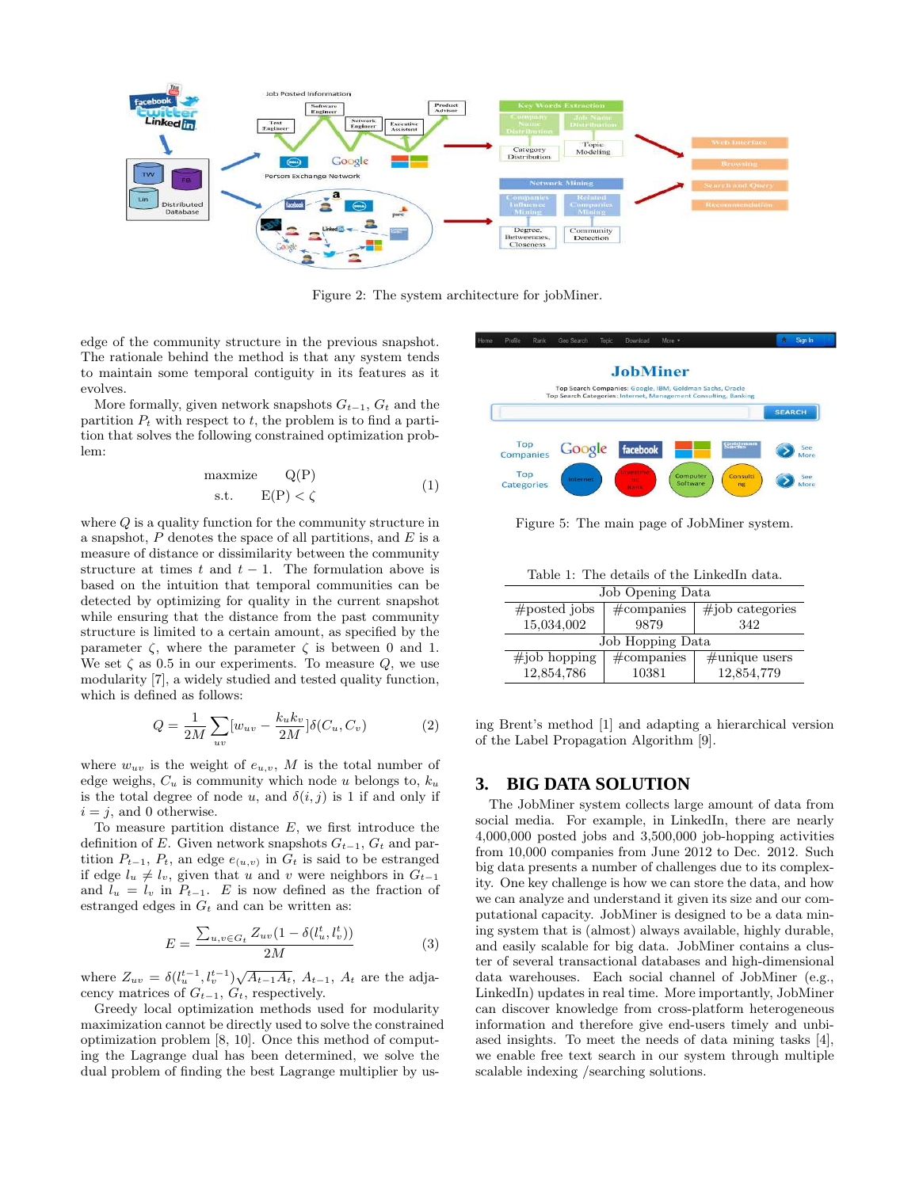Figure 2: The system architecture for jobMiner.

edge of the community structure in the previous snapshot. The rationale behind the method is that any system tends to maintain some temporal contiguity in its features as it evolves.

More formally, given network snapshots $G_{t-1}$, $G_t$ and the partition $P_t$ with respect to $t$, the problem is to find a partition that solves the following constrained optimization problem:

$$\begin{aligned} \text{maxmize} \quad & Q(P) \\ \text{s.t.} \quad & E(P) < \zeta \end{aligned} \tag{1}$$

where $Q$ is a quality function for the community structure in a snapshot, $P$ denotes the space of all partitions, and $E$ is a measure of distance or dissimilarity between the community structure at times $t$ and $t-1$. The formulation above is based on the intuition that temporal communities can be detected by optimizing for quality in the current snapshot while ensuring that the distance from the past community structure is limited to a certain amount, as specified by the parameter $\zeta$, where the parameter $\zeta$ is between 0 and 1. We set $\zeta$ as 0.5 in our experiments. To measure $Q$, we use modularity [7], a widely studied and tested quality function, which is defined as follows:

$$Q = \frac{1}{2M}\sum_{uv}[w_{uv} - \frac{k_u k_v}{2M}]\delta(C_u, C_v) \tag{2}$$

where $w_{uv}$ is the weight of $e_{u,v}$, $M$ is the total number of edge weighs, $C_u$ is community which node $u$ belongs to, $k_u$ is the total degree of node $u$, and $\delta(i,j)$ is 1 if and only if $i = j$, and 0 otherwise.

To measure partition distance $E$, we first introduce the definition of $E$. Given network snapshots $G_{t-1}$, $G_t$ and partition $P_{t-1}$, $P_t$, an edge $e_{(u,v)}$ in $G_t$ is said to be estranged if edge $l_u \neq l_v$, given that $u$ and $v$ were neighbors in $G_{t-1}$ and $l_u = l_v$ in $P_{t-1}$. $E$ is now defined as the fraction of estranged edges in $G_t$ and can be written as:

$$E = \frac{\sum_{u,v \in G_t} Z_{uv}(1 - \delta(l_u^t, l_v^t))}{2M} \tag{3}$$

where $Z_{uv} = \delta(l_u^{t-1}, l_v^{t-1})\sqrt{A_{t-1}A_t}$, $A_{t-1}$, $A_t$ are the adjacency matrices of $G_{t-1}$, $G_t$, respectively.

Greedy local optimization methods used for modularity maximization cannot be directly used to solve the constrained optimization problem [8, 10]. Once this method of computing the Lagrange dual has been determined, we solve the dual problem of finding the best Lagrange multiplier by using Brent's method [1] and adapting a hierarchical version of the Label Propagation Algorithm [9].

Figure 5: The main page of JobMiner system.

Table 1: The details of the LinkedIn data.

| Job Opening Data | | |
|---|---|---|
| #posted jobs | #companies | #job categories |
| 15,034,002 | 9879 | 342 |
| **Job Hopping Data** | | |
| #job hopping | #companies | #unique users |
| 12,854,786 | 10381 | 12,854,779 |

## 3. BIG DATA SOLUTION

The JobMiner system collects large amount of data from social media. For example, in LinkedIn, there are nearly 4,000,000 posted jobs and 3,500,000 job-hopping activities from 10,000 companies from June 2012 to Dec. 2012. Such big data presents a number of challenges due to its complexity. One key challenge is how we can store the data, and how we can analyze and understand it given its size and our computational capacity. JobMiner is designed to be a data mining system that is (almost) always available, highly durable, and easily scalable for big data. JobMiner contains a cluster of several transactional databases and high-dimensional data warehouses. Each social channel of JobMiner (e.g., LinkedIn) updates in real time. More importantly, JobMiner can discover knowledge from cross-platform heterogeneous information and therefore give end-users timely and unbiased insights. To meet the needs of data mining tasks [4], we enable free text search in our system through multiple scalable indexing /searching solutions.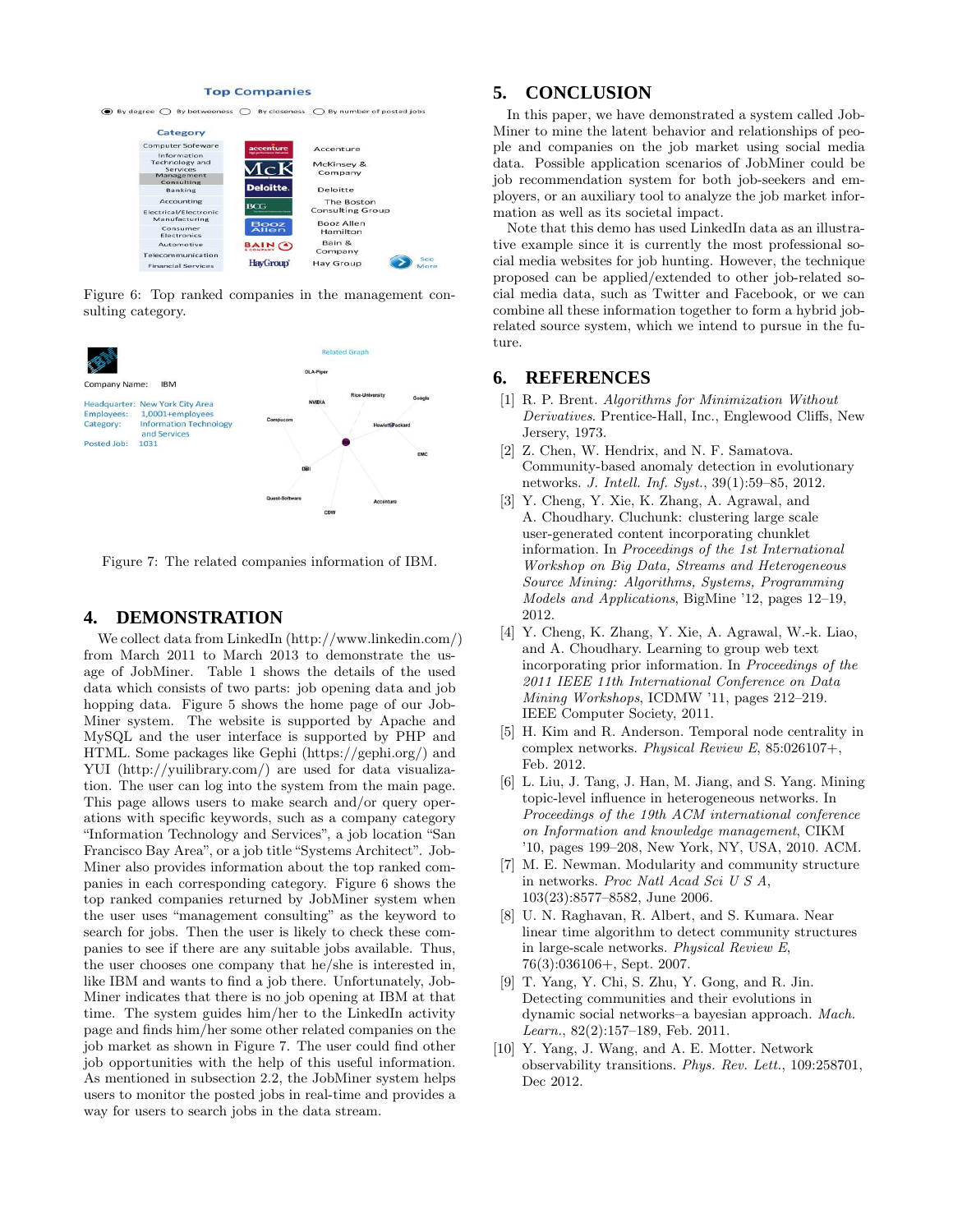Top Companies

By degree By betweeness By closeness By number of posted jobs

Category

Computer Sofeware
Information Technology and Services
Management Consulting
Banking
Accounting
Electrical/Electronic Manufacturing
Consumer Electronics
Automotive
Telecommunication
Financial Services

Accenture
McKinsey & Company
Deloitte
The Boston Consulting Group
Booz Allen Hamilton
Bain & Company
Hay Group
See More

Figure 6: Top ranked companies in the management consulting category.

Company Name: IBM

Headquarter: New York City Area
Employees: 1,0001+employees
Category: Information Technology and Services
Posted Job: 1031

Related Graph

DLA-Piper
Rice-University
Google
NVIDIA
Compucom
Hewlett-Packard
EMC
Dell
Quest-Software
Accenture
CDW

Figure 7: The related companies information of IBM.

## 4. DEMONSTRATION

We collect data from LinkedIn (http://www.linkedin.com/) from March 2011 to March 2013 to demonstrate the usage of JobMiner. Table 1 shows the details of the used data which consists of two parts: job opening data and job hopping data. Figure 5 shows the home page of our JobMiner system. The website is supported by Apache and MySQL and the user interface is supported by PHP and HTML. Some packages like Gephi (https://gephi.org/) and YUI (http://yuilibrary.com/) are used for data visualization. The user can log into the system from the main page. This page allows users to make search and/or query operations with specific keywords, such as a company category "Information Technology and Services", a job location "San Francisco Bay Area", or a job title "Systems Architect". JobMiner also provides information about the top ranked companies in each corresponding category. Figure 6 shows the top ranked companies returned by JobMiner system when the user uses "management consulting" as the keyword to search for jobs. Then the user is likely to check these companies to see if there are any suitable jobs available. Thus, the user chooses one company that he/she is interested in, like IBM and wants to find a job there. Unfortunately, JobMiner indicates that there is no job opening at IBM at that time. The system guides him/her to the LinkedIn activity page and finds him/her some other related companies on the job market as shown in Figure 7. The user could find other job opportunities with the help of this useful information. As mentioned in subsection 2.2, the JobMiner system helps users to monitor the posted jobs in real-time and provides a way for users to search jobs in the data stream.

## 5. CONCLUSION

In this paper, we have demonstrated a system called JobMiner to mine the latent behavior and relationships of people and companies on the job market using social media data. Possible application scenarios of JobMiner could be job recommendation system for both job-seekers and employers, or an auxiliary tool to analyze the job market information as well as its societal impact.

Note that this demo has used LinkedIn data as an illustrative example since it is currently the most professional social media websites for job hunting. However, the technique proposed can be applied/extended to other job-related social media data, such as Twitter and Facebook, or we can combine all these information together to form a hybrid job-related source system, which we intend to pursue in the future.

## 6. REFERENCES

[1] R. P. Brent. *Algorithms for Minimization Without Derivatives*. Prentice-Hall, Inc., Englewood Cliffs, New Jersery, 1973.

[2] Z. Chen, W. Hendrix, and N. F. Samatova. Community-based anomaly detection in evolutionary networks. *J. Intell. Inf. Syst.*, 39(1):59–85, 2012.

[3] Y. Cheng, Y. Xie, K. Zhang, A. Agrawal, and A. Choudhary. Cluchunk: clustering large scale user-generated content incorporating chunklet information. In *Proceedings of the 1st International Workshop on Big Data, Streams and Heterogeneous Source Mining: Algorithms, Systems, Programming Models and Applications*, BigMine '12, pages 12–19, 2012.

[4] Y. Cheng, K. Zhang, Y. Xie, A. Agrawal, W.-k. Liao, and A. Choudhary. Learning to group web text incorporating prior information. In *Proceedings of the 2011 IEEE 11th International Conference on Data Mining Workshops*, ICDMW '11, pages 212–219. IEEE Computer Society, 2011.

[5] H. Kim and R. Anderson. Temporal node centrality in complex networks. *Physical Review E*, 85:026107+, Feb. 2012.

[6] L. Liu, J. Tang, J. Han, M. Jiang, and S. Yang. Mining topic-level influence in heterogeneous networks. In *Proceedings of the 19th ACM international conference on Information and knowledge management*, CIKM '10, pages 199–208, New York, NY, USA, 2010. ACM.

[7] M. E. Newman. Modularity and community structure in networks. *Proc Natl Acad Sci U S A*, 103(23):8577–8582, June 2006.

[8] U. N. Raghavan, R. Albert, and S. Kumara. Near linear time algorithm to detect community structures in large-scale networks. *Physical Review E*, 76(3):036106+, Sept. 2007.

[9] T. Yang, Y. Chi, S. Zhu, Y. Gong, and R. Jin. Detecting communities and their evolutions in dynamic social networks–a bayesian approach. *Mach. Learn.*, 82(2):157–189, Feb. 2011.

[10] Y. Yang, J. Wang, and A. E. Motter. Network observability transitions. *Phys. Rev. Lett.*, 109:258701, Dec 2012.